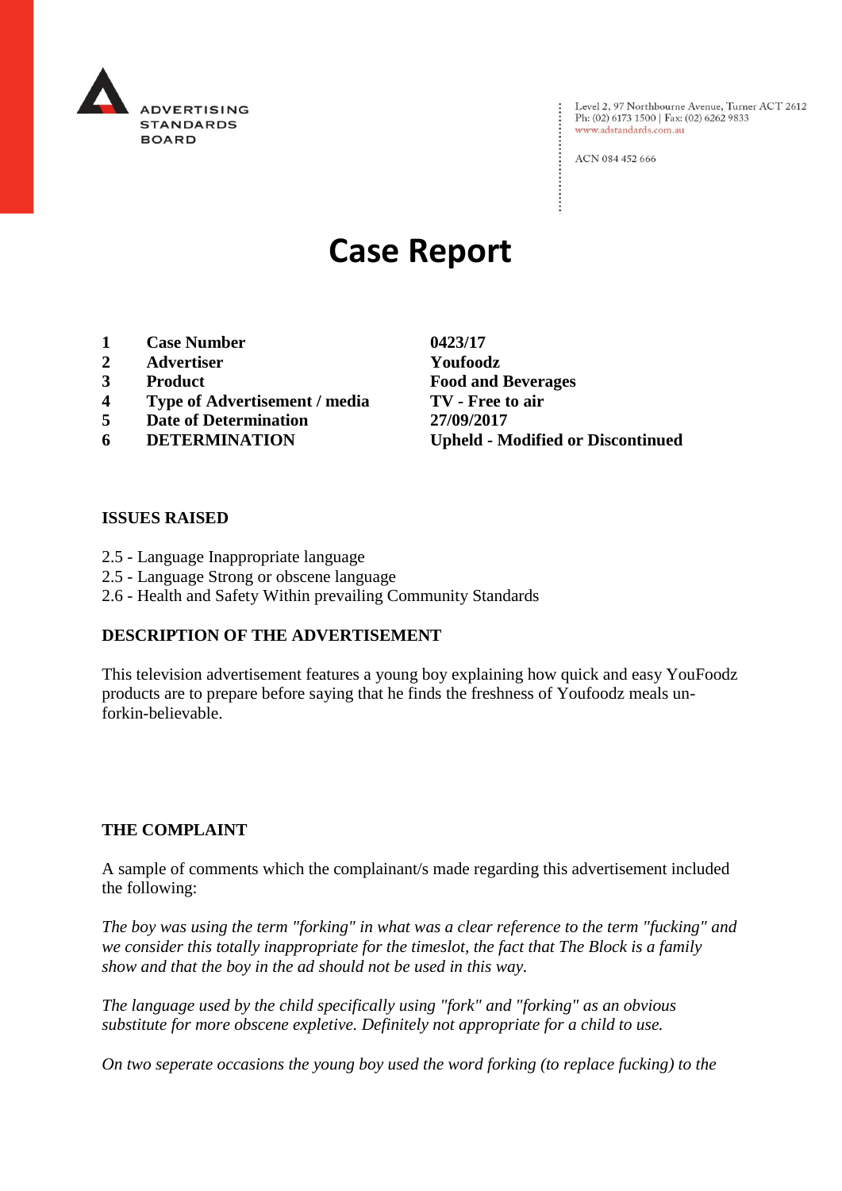ADVERTISING STANDARDS BOARD

Level 2, 97 Northbourne Avenue, Turner ACT 2612
Ph: (02) 6173 1500 | Fax: (02) 6262 9833
www.adstandards.com.au

ACN 084 452 666

# Case Report

| | | |
|---|---|---|
| **1** | **Case Number** | **0423/17** |
| **2** | **Advertiser** | **Youfoodz** |
| **3** | **Product** | **Food and Beverages** |
| **4** | **Type of Advertisement / media** | **TV - Free to air** |
| **5** | **Date of Determination** | **27/09/2017** |
| **6** | **DETERMINATION** | **Upheld - Modified or Discontinued** |

## ISSUES RAISED

2.5 - Language Inappropriate language
2.5 - Language Strong or obscene language
2.6 - Health and Safety Within prevailing Community Standards

## DESCRIPTION OF THE ADVERTISEMENT

This television advertisement features a young boy explaining how quick and easy YouFoodz products are to prepare before saying that he finds the freshness of Youfoodz meals un-forkin-believable.

## THE COMPLAINT

A sample of comments which the complainant/s made regarding this advertisement included the following:

*The boy was using the term "forking" in what was a clear reference to the term "fucking" and we consider this totally inappropriate for the timeslot, the fact that The Block is a family show and that the boy in the ad should not be used in this way.*

*The language used by the child specifically using "fork" and "forking" as an obvious substitute for more obscene expletive. Definitely not appropriate for a child to use.*

*On two seperate occasions the young boy used the word forking (to replace fucking) to the*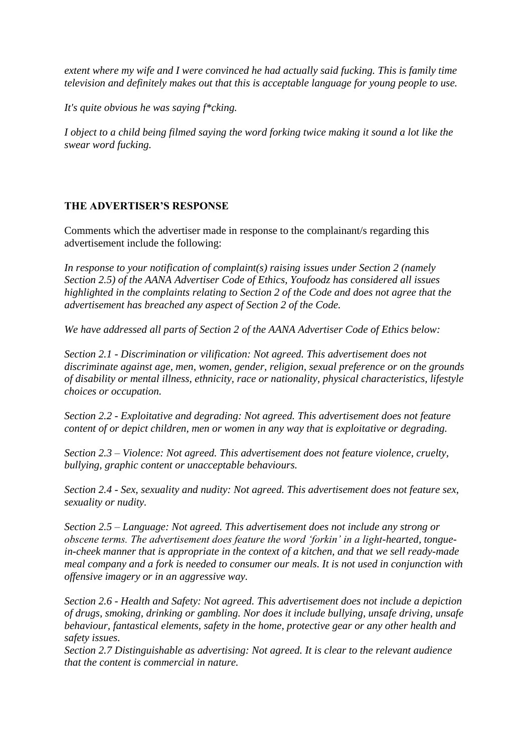*extent where my wife and I were convinced he had actually said fucking. This is family time television and definitely makes out that this is acceptable language for young people to use.*

*It's quite obvious he was saying f*cking.*

*I object to a child being filmed saying the word forking twice making it sound a lot like the swear word fucking.*

## THE ADVERTISER'S RESPONSE

Comments which the advertiser made in response to the complainant/s regarding this advertisement include the following:

*In response to your notification of complaint(s) raising issues under Section 2 (namely Section 2.5) of the AANA Advertiser Code of Ethics, Youfoodz has considered all issues highlighted in the complaints relating to Section 2 of the Code and does not agree that the advertisement has breached any aspect of Section 2 of the Code.*

*We have addressed all parts of Section 2 of the AANA Advertiser Code of Ethics below:*

*Section 2.1 - Discrimination or vilification: Not agreed. This advertisement does not discriminate against age, men, women, gender, religion, sexual preference or on the grounds of disability or mental illness, ethnicity, race or nationality, physical characteristics, lifestyle choices or occupation.*

*Section 2.2 - Exploitative and degrading: Not agreed. This advertisement does not feature content of or depict children, men or women in any way that is exploitative or degrading.*

*Section 2.3 – Violence: Not agreed. This advertisement does not feature violence, cruelty, bullying, graphic content or unacceptable behaviours.*

*Section 2.4 - Sex, sexuality and nudity: Not agreed. This advertisement does not feature sex, sexuality or nudity.*

*Section 2.5 – Language: Not agreed. This advertisement does not include any strong or obscene terms. The advertisement does feature the word 'forkin' in a light-hearted, tongue-in-cheek manner that is appropriate in the context of a kitchen, and that we sell ready-made meal company and a fork is needed to consumer our meals. It is not used in conjunction with offensive imagery or in an aggressive way.*

*Section 2.6 - Health and Safety: Not agreed. This advertisement does not include a depiction of drugs, smoking, drinking or gambling. Nor does it include bullying, unsafe driving, unsafe behaviour, fantastical elements, safety in the home, protective gear or any other health and safety issues.*
*Section 2.7 Distinguishable as advertising: Not agreed. It is clear to the relevant audience that the content is commercial in nature.*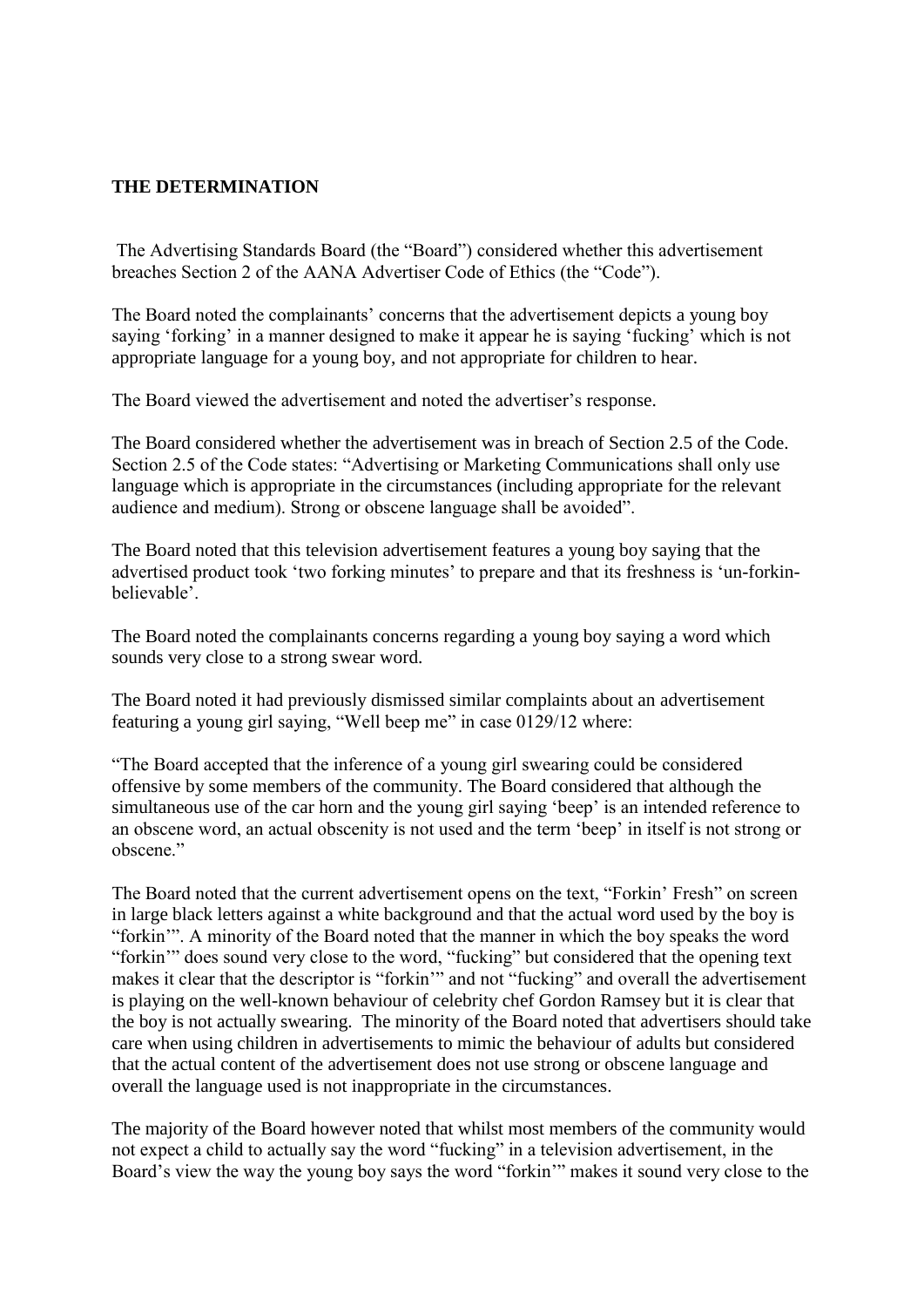**THE DETERMINATION**

The Advertising Standards Board (the "Board") considered whether this advertisement breaches Section 2 of the AANA Advertiser Code of Ethics (the "Code").

The Board noted the complainants' concerns that the advertisement depicts a young boy saying 'forking' in a manner designed to make it appear he is saying 'fucking' which is not appropriate language for a young boy, and not appropriate for children to hear.

The Board viewed the advertisement and noted the advertiser's response.

The Board considered whether the advertisement was in breach of Section 2.5 of the Code. Section 2.5 of the Code states: "Advertising or Marketing Communications shall only use language which is appropriate in the circumstances (including appropriate for the relevant audience and medium). Strong or obscene language shall be avoided".

The Board noted that this television advertisement features a young boy saying that the advertised product took 'two forking minutes' to prepare and that its freshness is 'un-forkin-believable'.

The Board noted the complainants concerns regarding a young boy saying a word which sounds very close to a strong swear word.

The Board noted it had previously dismissed similar complaints about an advertisement featuring a young girl saying, "Well beep me" in case 0129/12 where:

"The Board accepted that the inference of a young girl swearing could be considered offensive by some members of the community. The Board considered that although the simultaneous use of the car horn and the young girl saying 'beep' is an intended reference to an obscene word, an actual obscenity is not used and the term 'beep' in itself is not strong or obscene."

The Board noted that the current advertisement opens on the text, "Forkin' Fresh" on screen in large black letters against a white background and that the actual word used by the boy is "forkin'". A minority of the Board noted that the manner in which the boy speaks the word "forkin'" does sound very close to the word, "fucking" but considered that the opening text makes it clear that the descriptor is "forkin'" and not "fucking" and overall the advertisement is playing on the well-known behaviour of celebrity chef Gordon Ramsey but it is clear that the boy is not actually swearing. The minority of the Board noted that advertisers should take care when using children in advertisements to mimic the behaviour of adults but considered that the actual content of the advertisement does not use strong or obscene language and overall the language used is not inappropriate in the circumstances.

The majority of the Board however noted that whilst most members of the community would not expect a child to actually say the word "fucking" in a television advertisement, in the Board's view the way the young boy says the word "forkin'" makes it sound very close to the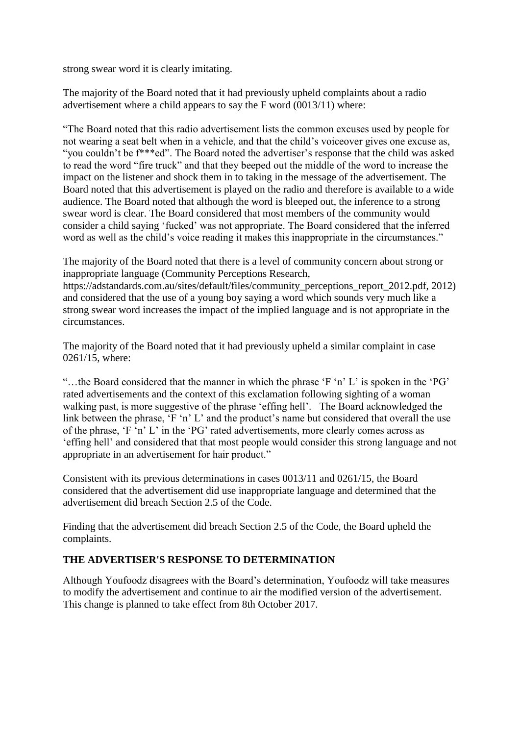strong swear word it is clearly imitating.

The majority of the Board noted that it had previously upheld complaints about a radio advertisement where a child appears to say the F word (0013/11) where:

"The Board noted that this radio advertisement lists the common excuses used by people for not wearing a seat belt when in a vehicle, and that the child's voiceover gives one excuse as, "you couldn't be f***ed". The Board noted the advertiser's response that the child was asked to read the word "fire truck" and that they beeped out the middle of the word to increase the impact on the listener and shock them in to taking in the message of the advertisement. The Board noted that this advertisement is played on the radio and therefore is available to a wide audience. The Board noted that although the word is bleeped out, the inference to a strong swear word is clear. The Board considered that most members of the community would consider a child saying 'fucked' was not appropriate. The Board considered that the inferred word as well as the child's voice reading it makes this inappropriate in the circumstances."

The majority of the Board noted that there is a level of community concern about strong or inappropriate language (Community Perceptions Research, https://adstandards.com.au/sites/default/files/community_perceptions_report_2012.pdf, 2012) and considered that the use of a young boy saying a word which sounds very much like a strong swear word increases the impact of the implied language and is not appropriate in the circumstances.

The majority of the Board noted that it had previously upheld a similar complaint in case 0261/15, where:

"…the Board considered that the manner in which the phrase 'F 'n' L' is spoken in the 'PG' rated advertisements and the context of this exclamation following sighting of a woman walking past, is more suggestive of the phrase 'effing hell'. The Board acknowledged the link between the phrase, 'F 'n' L' and the product's name but considered that overall the use of the phrase, 'F 'n' L' in the 'PG' rated advertisements, more clearly comes across as 'effing hell' and considered that that most people would consider this strong language and not appropriate in an advertisement for hair product."

Consistent with its previous determinations in cases 0013/11 and 0261/15, the Board considered that the advertisement did use inappropriate language and determined that the advertisement did breach Section 2.5 of the Code.

Finding that the advertisement did breach Section 2.5 of the Code, the Board upheld the complaints.

**THE ADVERTISER'S RESPONSE TO DETERMINATION**

Although Youfoodz disagrees with the Board's determination, Youfoodz will take measures to modify the advertisement and continue to air the modified version of the advertisement. This change is planned to take effect from 8th October 2017.